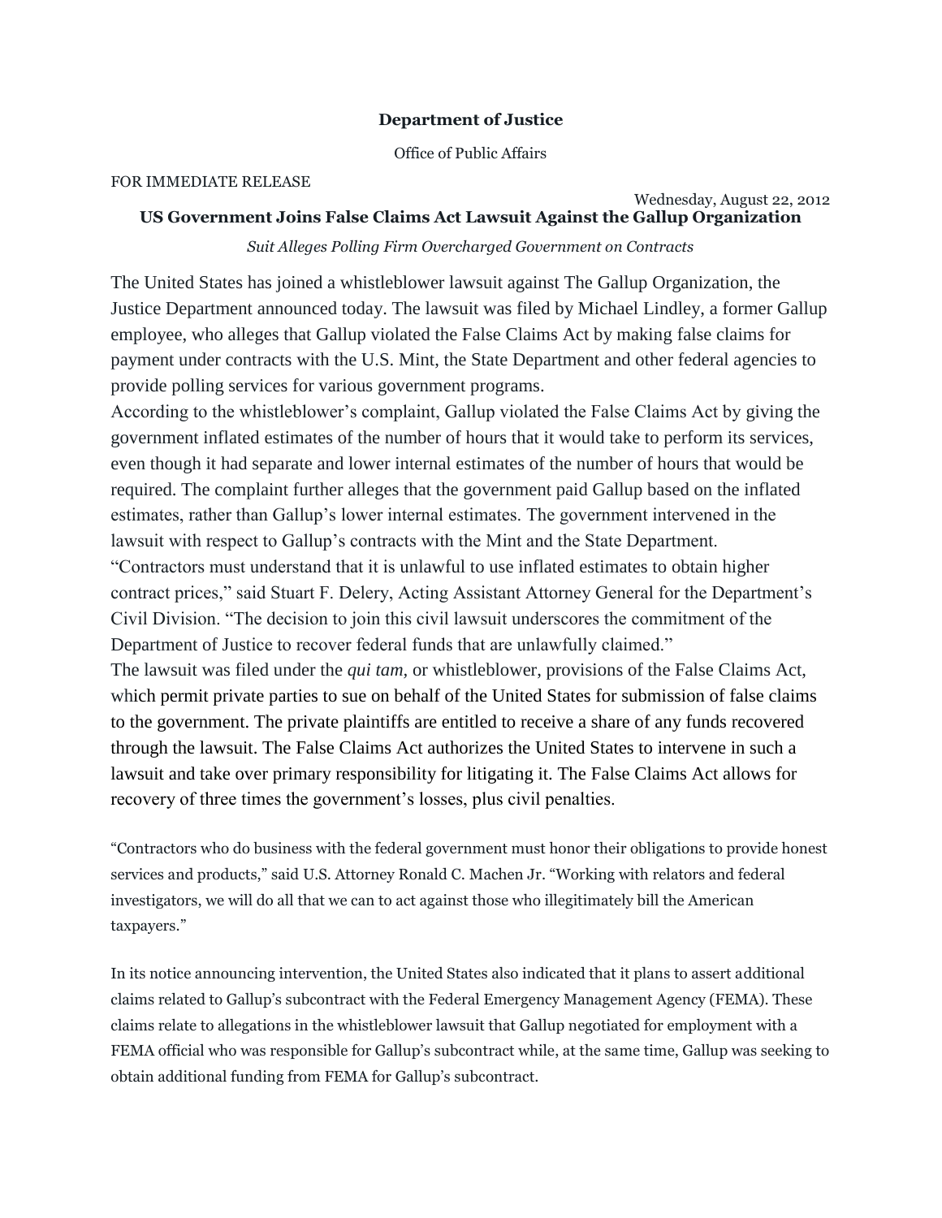**Department of Justice**

Office of Public Affairs

FOR IMMEDIATE RELEASE

Wednesday, August 22, 2012

## US Government Joins False Claims Act Lawsuit Against the Gallup Organization

*Suit Alleges Polling Firm Overcharged Government on Contracts*

The United States has joined a whistleblower lawsuit against The Gallup Organization, the Justice Department announced today. The lawsuit was filed by Michael Lindley, a former Gallup employee, who alleges that Gallup violated the False Claims Act by making false claims for payment under contracts with the U.S. Mint, the State Department and other federal agencies to provide polling services for various government programs.

According to the whistleblower's complaint, Gallup violated the False Claims Act by giving the government inflated estimates of the number of hours that it would take to perform its services, even though it had separate and lower internal estimates of the number of hours that would be required. The complaint further alleges that the government paid Gallup based on the inflated estimates, rather than Gallup's lower internal estimates. The government intervened in the lawsuit with respect to Gallup's contracts with the Mint and the State Department.

"Contractors must understand that it is unlawful to use inflated estimates to obtain higher contract prices," said Stuart F. Delery, Acting Assistant Attorney General for the Department's Civil Division. "The decision to join this civil lawsuit underscores the commitment of the Department of Justice to recover federal funds that are unlawfully claimed."

The lawsuit was filed under the *qui tam,* or whistleblower, provisions of the False Claims Act, which permit private parties to sue on behalf of the United States for submission of false claims to the government. The private plaintiffs are entitled to receive a share of any funds recovered through the lawsuit. The False Claims Act authorizes the United States to intervene in such a lawsuit and take over primary responsibility for litigating it. The False Claims Act allows for recovery of three times the government's losses, plus civil penalties.

"Contractors who do business with the federal government must honor their obligations to provide honest services and products," said U.S. Attorney Ronald C. Machen Jr. "Working with relators and federal investigators, we will do all that we can to act against those who illegitimately bill the American taxpayers."

In its notice announcing intervention, the United States also indicated that it plans to assert additional claims related to Gallup's subcontract with the Federal Emergency Management Agency (FEMA). These claims relate to allegations in the whistleblower lawsuit that Gallup negotiated for employment with a FEMA official who was responsible for Gallup's subcontract while, at the same time, Gallup was seeking to obtain additional funding from FEMA for Gallup's subcontract.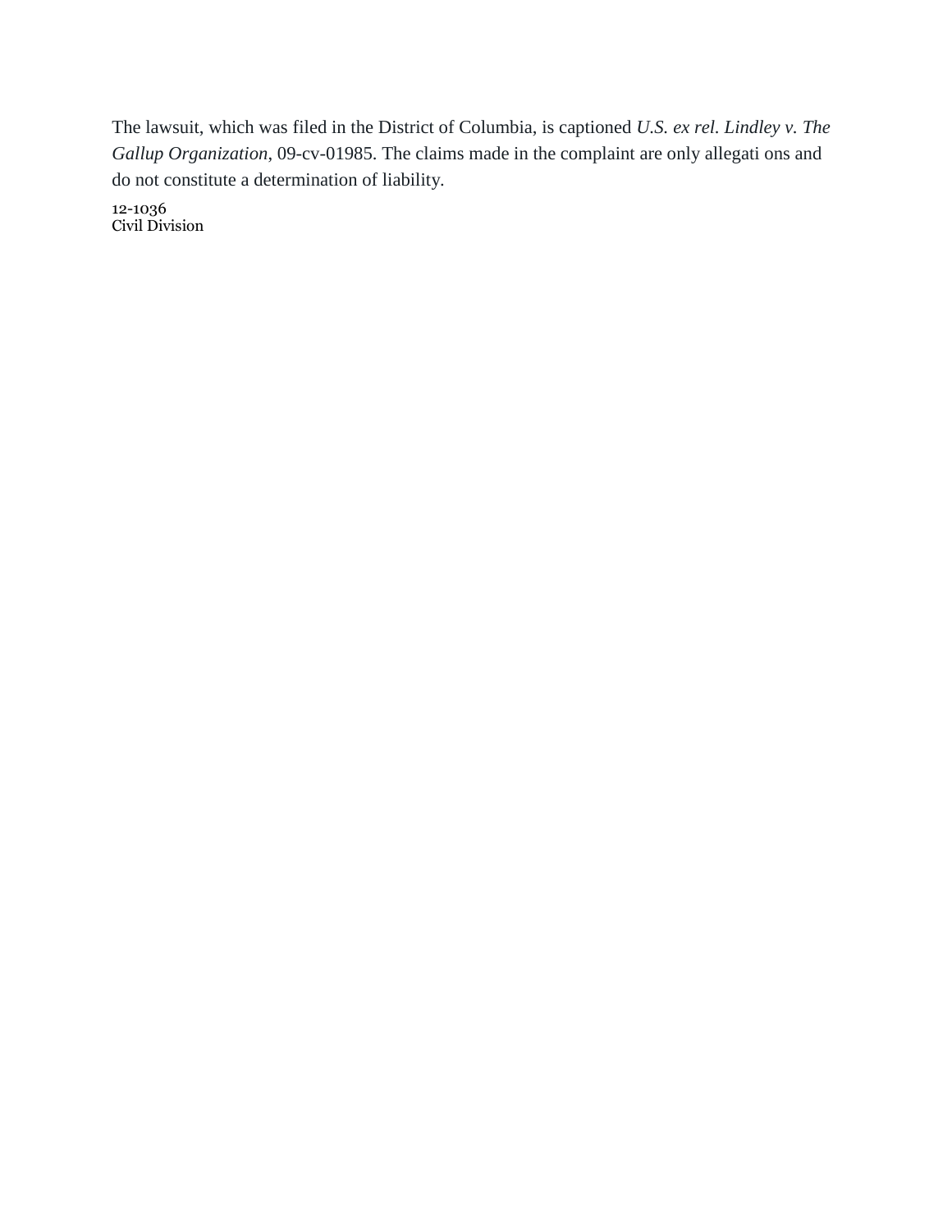The lawsuit, which was filed in the District of Columbia, is captioned *U.S. ex rel. Lindley v. The Gallup Organization*, 09-cv-01985. The claims made in the complaint are only allegati ons and do not constitute a determination of liability.

12-1036
Civil Division